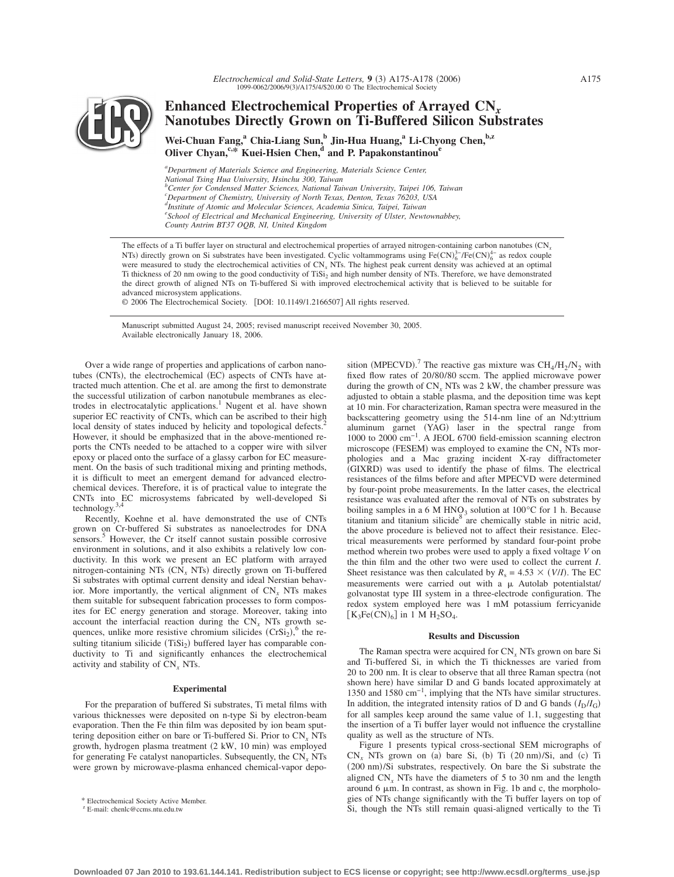# Enhanced Electrochemical Properties of Arrayed $CN_x$ Nanotubes Directly Grown on Ti-Buffered Silicon Substrates

**Wei-Chuan Fang,[a] Chia-Liang Sun,[b] Jin-Hua Huang,[a] Li-Chyong Chen,[b,z] Oliver Chyan,[c,*] Kuei-Hsien Chen,[d] and P. Papakonstantinou[e]**

[a]*Department of Materials Science and Engineering, Materials Science Center, National Tsing Hua University, Hsinchu 300, Taiwan*
[b]*Center for Condensed Matter Sciences, National Taiwan University, Taipei 106, Taiwan*
[c]*Department of Chemistry, University of North Texas, Denton, Texas 76203, USA*
[d]*Institute of Atomic and Molecular Sciences, Academia Sinica, Taipei, Taiwan*
[e]*School of Electrical and Mechanical Engineering, University of Ulster, Newtownabbey, County Antrim BT37 OQB, NI, United Kingdom*

The effects of a Ti buffer layer on structural and electrochemical properties of arrayed nitrogen-containing carbon nanotubes ($CN_x$ NTs) directly grown on Si substrates have been investigated. Cyclic voltammograms using $Fe(CN)_6^{3-}/Fe(CN)_6^{4-}$ as redox couple were measured to study the electrochemical activities of $CN_x$ NTs. The highest peak current density was achieved at an optimal Ti thickness of 20 nm owing to the good conductivity of $TiSi_2$ and high number density of NTs. Therefore, we have demonstrated the direct growth of aligned NTs on Ti-buffered Si with improved electrochemical activity that is believed to be suitable for advanced microsystem applications.

© 2006 The Electrochemical Society. [DOI: 10.1149/1.2166507] All rights reserved.

Manuscript submitted August 24, 2005; revised manuscript received November 30, 2005. Available electronically January 18, 2006.

Over a wide range of properties and applications of carbon nanotubes (CNTs), the electrochemical (EC) aspects of CNTs have attracted much attention. Che et al. are among the first to demonstrate the successful utilization of carbon nanotubule membranes as electrodes in electrocatalytic applications.[1] Nugent et al. have shown superior EC reactivity of CNTs, which can be ascribed to their high local density of states induced by helicity and topological defects.[2] However, it should be emphasized that in the above-mentioned reports the CNTs needed to be attached to a copper wire with silver epoxy or placed onto the surface of a glassy carbon for EC measurement. On the basis of such traditional mixing and printing methods, it is difficult to meet an emergent demand for advanced electrochemical devices. Therefore, it is of practical value to integrate the CNTs into EC microsystems fabricated by well-developed Si technology.[3,4]

Recently, Koehne et al. have demonstrated the use of CNTs grown on Cr-buffered Si substrates as nanoelectrodes for DNA sensors.[5] However, the Cr itself cannot sustain possible corrosive environment in solutions, and it also exhibits a relatively low conductivity. In this work we present an EC platform with arrayed nitrogen-containing NTs ($CN_x$ NTs) directly grown on Ti-buffered Si substrates with optimal current density and ideal Nerstian behavior. More importantly, the vertical alignment of $CN_x$ NTs makes them suitable for subsequent fabrication processes to form composites for EC energy generation and storage. Moreover, taking into account the interfacial reaction during the $CN_x$ NTs growth sequences, unlike more resistive chromium silicides ($CrSi_2$),[6] the resulting titanium silicide ($TiSi_2$) buffered layer has comparable conductivity to Ti and significantly enhances the electrochemical activity and stability of $CN_x$ NTs.

## Experimental

For the preparation of buffered Si substrates, Ti metal films with various thicknesses were deposited on n-type Si by electron-beam evaporation. Then the Fe thin film was deposited by ion beam sputtering deposition either on bare or Ti-buffered Si. Prior to $CN_x$ NTs growth, hydrogen plasma treatment (2 kW, 10 min) was employed for generating Fe catalyst nanoparticles. Subsequently, the $CN_x$ NTs were grown by microwave-plasma enhanced chemical-vapor deposition (MPECVD).[7] The reactive gas mixture was $CH_4/H_2/N_2$ with fixed flow rates of 20/80/80 sccm. The applied microwave power during the growth of $CN_x$ NTs was 2 kW, the chamber pressure was adjusted to obtain a stable plasma, and the deposition time was kept at 10 min. For characterization, Raman spectra were measured in the backscattering geometry using the 514-nm line of an Nd:yttrium aluminum garnet (YAG) laser in the spectral range from 1000 to 2000 $cm^{-1}$. A JEOL 6700 field-emission scanning electron microscope (FESEM) was employed to examine the $CN_x$ NTs morphologies and a Mac grazing incident X-ray diffractometer (GIXRD) was used to identify the phase of films. The electrical resistances of the films before and after MPECVD were determined by four-point probe measurements. In the latter cases, the electrical resistance was evaluated after the removal of NTs on substrates by boiling samples in a 6 M $HNO_3$ solution at 100°C for 1 h. Because titanium and titanium silicide[8] are chemically stable in nitric acid, the above procedure is believed not to affect their resistance. Electrical measurements were performed by standard four-point probe method wherein two probes were used to apply a fixed voltage $V$ on the thin film and the other two were used to collect the current $I$. Sheet resistance was then calculated by $R_s = 4.53 \times (V/I)$. The EC measurements were carried out with a μ Autolab potentialstat/golvanostat type III system in a three-electrode configuration. The redox system employed here was 1 mM potassium ferricyanide [$K_3Fe(CN)_6$] in 1 M $H_2SO_4$.

## Results and Discussion

The Raman spectra were acquired for $CN_x$ NTs grown on bare Si and Ti-buffered Si, in which the Ti thicknesses are varied from 20 to 200 nm. It is clear to observe that all three Raman spectra (not shown here) have similar D and G bands located approximately at 1350 and 1580 $cm^{-1}$, implying that the NTs have similar structures. In addition, the integrated intensity ratios of D and G bands ($I_D/I_G$) for all samples keep around the same value of 1.1, suggesting that the insertion of a Ti buffer layer would not influence the crystalline quality as well as the structure of NTs.

Figure 1 presents typical cross-sectional SEM micrographs of $CN_x$ NTs grown on (a) bare Si, (b) Ti (20 nm)/Si, and (c) Ti (200 nm)/Si substrates, respectively. On bare the Si substrate the aligned $CN_x$ NTs have the diameters of 5 to 30 nm and the length around 6 μm. In contrast, as shown in Fig. 1b and c, the morphologies of NTs change significantly with the Ti buffer layers on top of Si, though the NTs still remain quasi-aligned vertically to the Ti

\* Electrochemical Society Active Member.
[z] E-mail: chenlc@ccms.ntu.edu.tw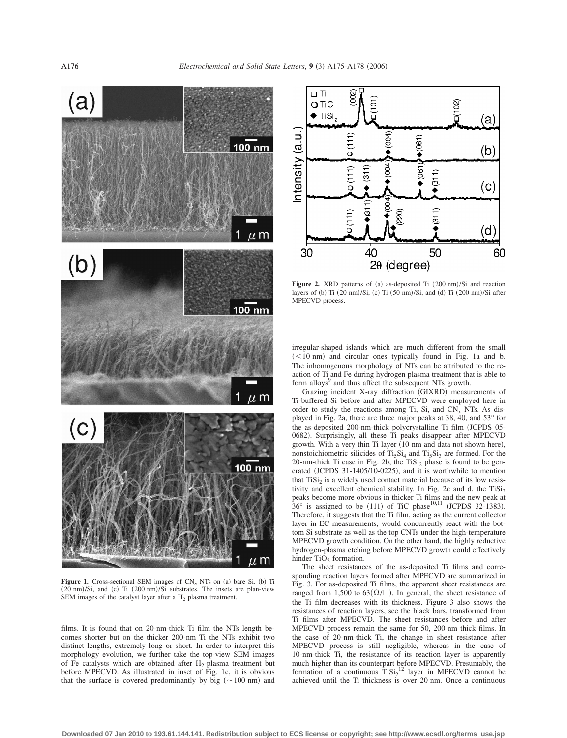**Figure 1.** Cross-sectional SEM images of $CN_x$ NTs on (a) bare Si, (b) Ti (20 nm)/Si, and (c) Ti (200 nm)/Si substrates. The insets are plan-view SEM images of the catalyst layer after a $H_2$ plasma treatment.

films. It is found that on 20-nm-thick Ti film the NTs length becomes shorter but on the thicker 200-nm Ti the NTs exhibit two distinct lengths, extremely long or short. In order to interpret this morphology evolution, we further take the top-view SEM images of Fe catalysts which are obtained after $H_2$-plasma treatment but before MPECVD. As illustrated in inset of Fig. 1c, it is obvious that the surface is covered predominantly by big (~100 nm) and irregular-shaped islands which are much different from the small (<10 nm) and circular ones typically found in Fig. 1a and b. The inhomogenous morphology of NTs can be attributed to the reaction of Ti and Fe during hydrogen plasma treatment that is able to form alloys[9] and thus affect the subsequent NTs growth.

**Figure 2.** XRD patterns of (a) as-deposited Ti (200 nm)/Si and reaction layers of (b) Ti (20 nm)/Si, (c) Ti (50 nm)/Si, and (d) Ti (200 nm)/Si after MPECVD process.

Grazing incident X-ray diffraction (GIXRD) measurements of Ti-buffered Si before and after MPECVD were employed here in order to study the reactions among Ti, Si, and $CN_x$ NTs. As displayed in Fig. 2a, there are three major peaks at 38, 40, and 53° for the as-deposited 200-nm-thick polycrystalline Ti film (JCPDS 05-0682). Surprisingly, all these Ti peaks disappear after MPECVD growth. With a very thin Ti layer (10 nm and data not shown here), nonstoichiometric silicides of $Ti_5Si_4$ and $Ti_5Si_3$ are formed. For the 20-nm-thick Ti case in Fig. 2b, the $TiSi_2$ phase is found to be generated (JCPDS 31-1405/10-0225), and it is worthwhile to mention that $TiSi_2$ is a widely used contact material because of its low resistivity and excellent chemical stability. In Fig. 2c and d, the $TiSi_2$ peaks become more obvious in thicker Ti films and the new peak at 36° is assigned to be (111) of TiC phase[10,11] (JCPDS 32-1383). Therefore, it suggests that the Ti film, acting as the current collector layer in EC measurements, would concurrently react with the bottom Si substrate as well as the top CNTs under the high-temperature MPECVD growth condition. On the other hand, the highly reductive hydrogen-plasma etching before MPECVD growth could effectively hinder $TiO_2$ formation.

The sheet resistances of the as-deposited Ti films and corresponding reaction layers formed after MPECVD are summarized in Fig. 3. For as-deposited Ti films, the apparent sheet resistances are ranged from 1,500 to 63($\Omega/\square$). In general, the sheet resistance of the Ti film decreases with its thickness. Figure 3 also shows the resistances of reaction layers, see the black bars, transformed from Ti films after MPECVD. The sheet resistances before and after MPECVD process remain the same for 50, 200 nm thick films. In the case of 20-nm-thick Ti, the change in sheet resistance after MPECVD process is still negligible, whereas in the case of 10-nm-thick Ti, the resistance of its reaction layer is apparently much higher than its counterpart before MPECVD. Presumably, the formation of a continuous $TiSi_2$[12] layer in MPECVD cannot be achieved until the Ti thickness is over 20 nm. Once a continuous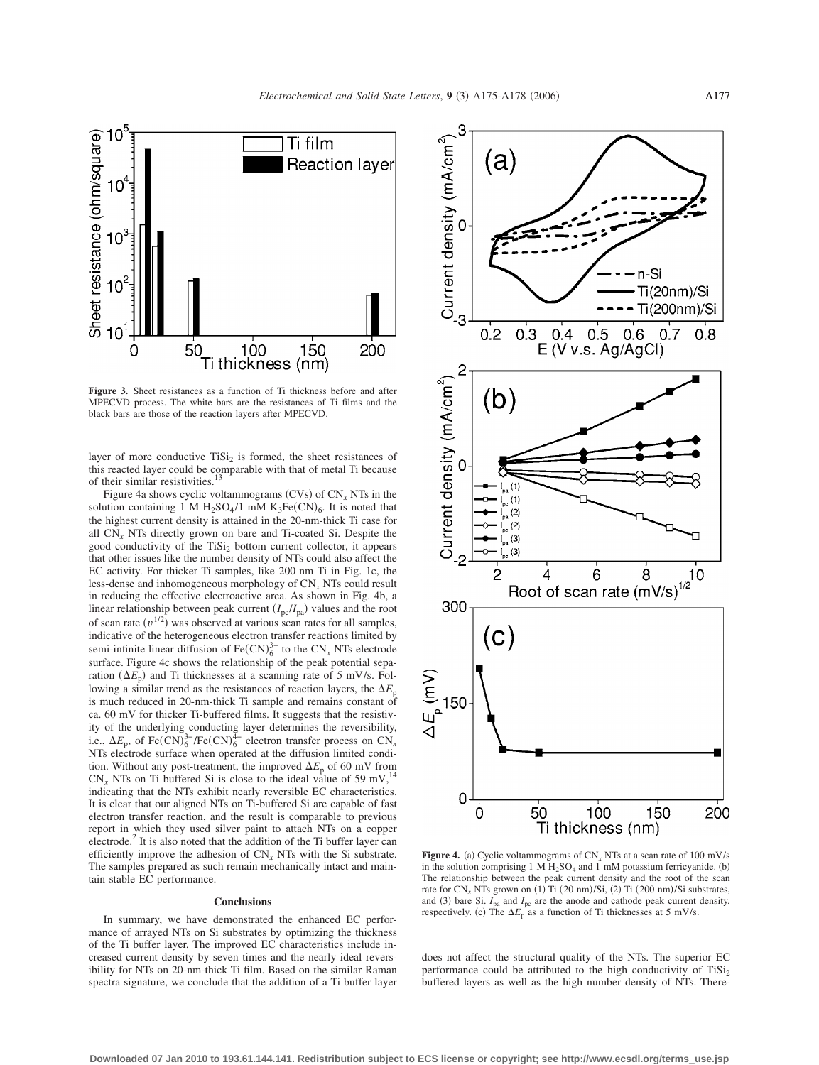**Figure 3.** Sheet resistances as a function of Ti thickness before and after MPECVD process. The white bars are the resistances of Ti films and the black bars are those of the reaction layers after MPECVD.

layer of more conductive $TiSi_2$ is formed, the sheet resistances of this reacted layer could be comparable with that of metal Ti because of their similar resistivities.[13]

Figure 4a shows cyclic voltammograms (CVs) of $CN_x$ NTs in the solution containing 1 M $H_2SO_4$/1 mM $K_3Fe(CN)_6$. It is noted that the highest current density is attained in the 20-nm-thick Ti case for all $CN_x$ NTs directly grown on bare and Ti-coated Si. Despite the good conductivity of the $TiSi_2$ bottom current collector, it appears that other issues like the number density of NTs could also affect the EC activity. For thicker Ti samples, like 200 nm Ti in Fig. 1c, the less-dense and inhomogeneous morphology of $CN_x$ NTs could result in reducing the effective electroactive area. As shown in Fig. 4b, a linear relationship between peak current ($I_{pc}/I_{pa}$) values and the root of scan rate ($v^{1/2}$) was observed at various scan rates for all samples, indicative of the heterogeneous electron transfer reactions limited by semi-infinite linear diffusion of $Fe(CN)_6^{3-}$ to the $CN_x$ NTs electrode surface. Figure 4c shows the relationship of the peak potential separation ($\Delta E_p$) and Ti thicknesses at a scanning rate of 5 mV/s. Following a similar trend as the resistances of reaction layers, the $\Delta E_p$ is much reduced in 20-nm-thick Ti sample and remains constant of ca. 60 mV for thicker Ti-buffered films. It suggests that the resistivity of the underlying conducting layer determines the reversibility, i.e., $\Delta E_p$, of $Fe(CN)_6^{3-}/Fe(CN)_6^{4-}$ electron transfer process on $CN_x$ NTs electrode surface when operated at the diffusion limited condition. Without any post-treatment, the improved $\Delta E_p$ of 60 mV from $CN_x$ NTs on Ti buffered Si is close to the ideal value of 59 mV,[14] indicating that the NTs exhibit nearly reversible EC characteristics. It is clear that our aligned NTs on Ti-buffered Si are capable of fast electron transfer reaction, and the result is comparable to previous report in which they used silver paint to attach NTs on a copper electrode.[2] It is also noted that the addition of the Ti buffer layer can efficiently improve the adhesion of $CN_x$ NTs with the Si substrate. The samples prepared as such remain mechanically intact and maintain stable EC performance.

## Conclusions

In summary, we have demonstrated the enhanced EC performance of arrayed NTs on Si substrates by optimizing the thickness of the Ti buffer layer. The improved EC characteristics include increased current density by seven times and the nearly ideal reversibility for NTs on 20-nm-thick Ti film. Based on the similar Raman spectra signature, we conclude that the addition of a Ti buffer layer does not affect the structural quality of the NTs. The superior EC performance could be attributed to the high conductivity of $TiSi_2$ buffered layers as well as the high number density of NTs. There-

**Figure 4.** (a) Cyclic voltammograms of $CN_x$ NTs at a scan rate of 100 mV/s in the solution comprising 1 M $H_2SO_4$ and 1 mM potassium ferricyanide. (b) The relationship between the peak current density and the root of the scan rate for $CN_x$ NTs grown on (1) Ti (20 nm)/Si, (2) Ti (200 nm)/Si substrates, and (3) bare Si. $I_{pa}$ and $I_{pc}$ are the anode and cathode peak current density, respectively. (c) The $\Delta E_p$ as a function of Ti thicknesses at 5 mV/s.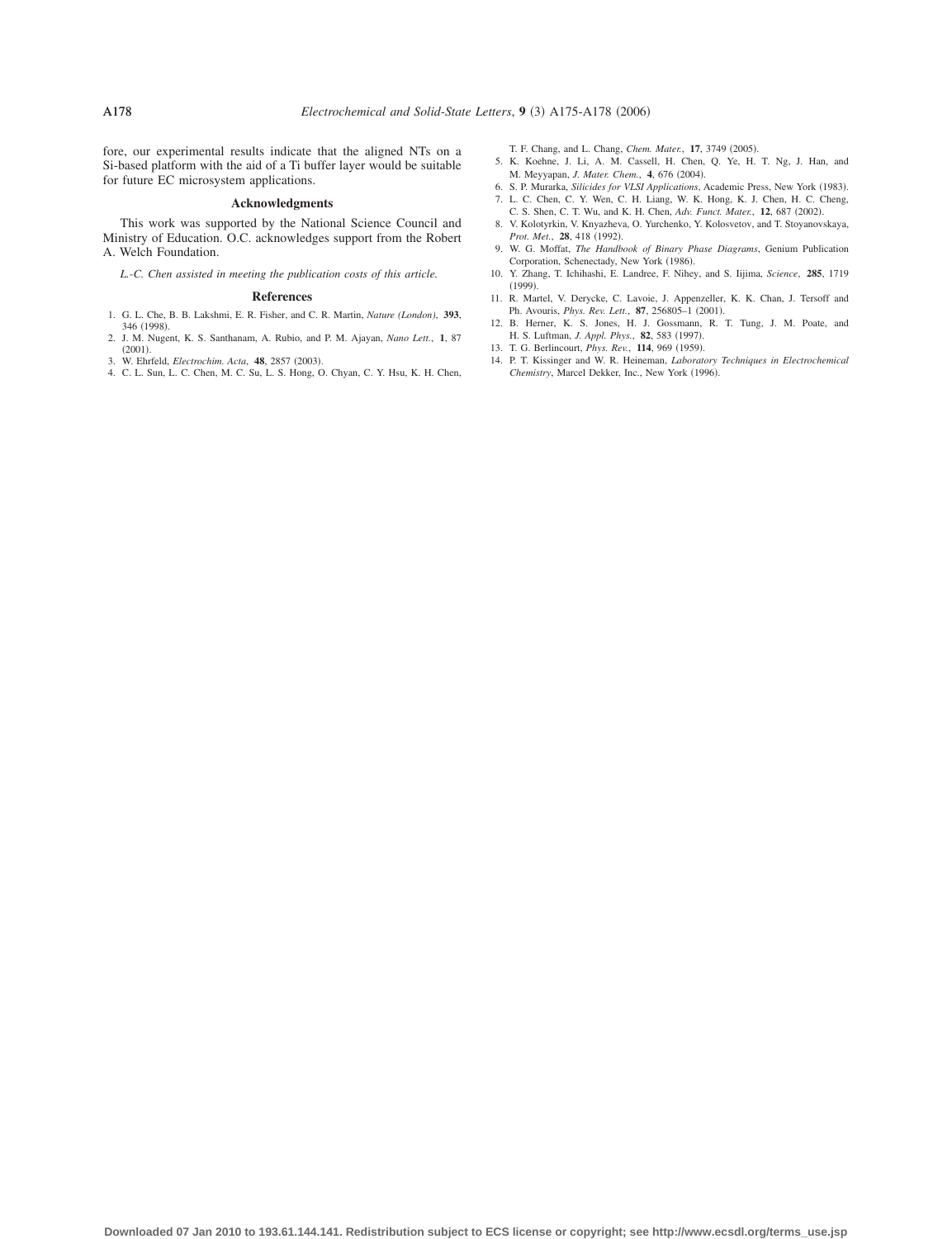fore, our experimental results indicate that the aligned NTs on a Si-based platform with the aid of a Ti buffer layer would be suitable for future EC microsystem applications.

### Acknowledgments

This work was supported by the National Science Council and Ministry of Education. O.C. acknowledges support from the Robert A. Welch Foundation.

*L.-C. Chen assisted in meeting the publication costs of this article.*

### References

1. G. L. Che, B. B. Lakshmi, E. R. Fisher, and C. R. Martin, *Nature (London)*, **393**, 346 (1998).
2. J. M. Nugent, K. S. Santhanam, A. Rubio, and P. M. Ajayan, *Nano Lett.*, **1**, 87 (2001).
3. W. Ehrfeld, *Electrochim. Acta*, **48**, 2857 (2003).
4. C. L. Sun, L. C. Chen, M. C. Su, L. S. Hong, O. Chyan, C. Y. Hsu, K. H. Chen, T. F. Chang, and L. Chang, *Chem. Mater.*, **17**, 3749 (2005).
5. K. Koehne, J. Li, A. M. Cassell, H. Chen, Q. Ye, H. T. Ng, J. Han, and M. Meyyapan, *J. Mater. Chem.*, **4**, 676 (2004).
6. S. P. Murarka, *Silicides for VLSI Applications*, Academic Press, New York (1983).
7. L. C. Chen, C. Y. Wen, C. H. Liang, W. K. Hong, K. J. Chen, H. C. Cheng, C. S. Shen, C. T. Wu, and K. H. Chen, *Adv. Funct. Mater.*, **12**, 687 (2002).
8. V. Kolotyrkin, V. Knyazheva, O. Yurchenko, Y. Kolosvetov, and T. Stoyanovskaya, *Prot. Met.*, **28**, 418 (1992).
9. W. G. Moffat, *The Handbook of Binary Phase Diagrams*, Genium Publication Corporation, Schenectady, New York (1986).
10. Y. Zhang, T. Ichihashi, E. Landree, F. Nihey, and S. Iijima, *Science*, **285**, 1719 (1999).
11. R. Martel, V. Derycke, C. Lavoie, J. Appenzeller, K. K. Chan, J. Tersoff and Ph. Avouris, *Phys. Rev. Lett.*, **87**, 256805–1 (2001).
12. B. Herner, K. S. Jones, H. J. Gossmann, R. T. Tung, J. M. Poate, and H. S. Luftman, *J. Appl. Phys.*, **82**, 583 (1997).
13. T. G. Berlincourt, *Phys. Rev.*, **114**, 969 (1959).
14. P. T. Kissinger and W. R. Heineman, *Laboratory Techniques in Electrochemical Chemistry*, Marcel Dekker, Inc., New York (1996).